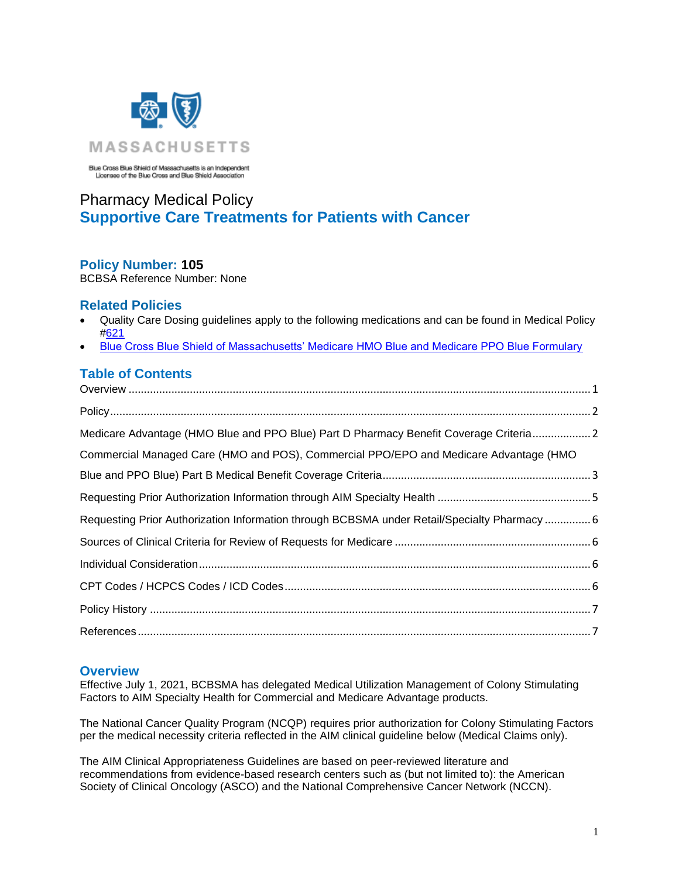MASSACHUSETTS

Blue Cross Blue Shield of Massachusetts is an Independent Licensee of the Blue Cross and Blue Shield Association

# Pharmacy Medical Policy
# Supportive Care Treatments for Patients with Cancer

## Policy Number: 105

BCBSA Reference Number: None

## Related Policies

- Quality Care Dosing guidelines apply to the following medications and can be found in Medical Policy #621
- Blue Cross Blue Shield of Massachusetts' Medicare HMO Blue and Medicare PPO Blue Formulary

## Table of Contents

Overview .......... 1

Policy .......... 2

Medicare Advantage (HMO Blue and PPO Blue) Part D Pharmacy Benefit Coverage Criteria .......... 2

Commercial Managed Care (HMO and POS), Commercial PPO/EPO and Medicare Advantage (HMO Blue and PPO Blue) Part B Medical Benefit Coverage Criteria .......... 3

Requesting Prior Authorization Information through AIM Specialty Health .......... 5

Requesting Prior Authorization Information through BCBSMA under Retail/Specialty Pharmacy .......... 6

Sources of Clinical Criteria for Review of Requests for Medicare .......... 6

Individual Consideration .......... 6

CPT Codes / HCPCS Codes / ICD Codes .......... 6

Policy History .......... 7

References .......... 7

## Overview

Effective July 1, 2021, BCBSMA has delegated Medical Utilization Management of Colony Stimulating Factors to AIM Specialty Health for Commercial and Medicare Advantage products.

The National Cancer Quality Program (NCQP) requires prior authorization for Colony Stimulating Factors per the medical necessity criteria reflected in the AIM clinical guideline below (Medical Claims only).

The AIM Clinical Appropriateness Guidelines are based on peer-reviewed literature and recommendations from evidence-based research centers such as (but not limited to): the American Society of Clinical Oncology (ASCO) and the National Comprehensive Cancer Network (NCCN).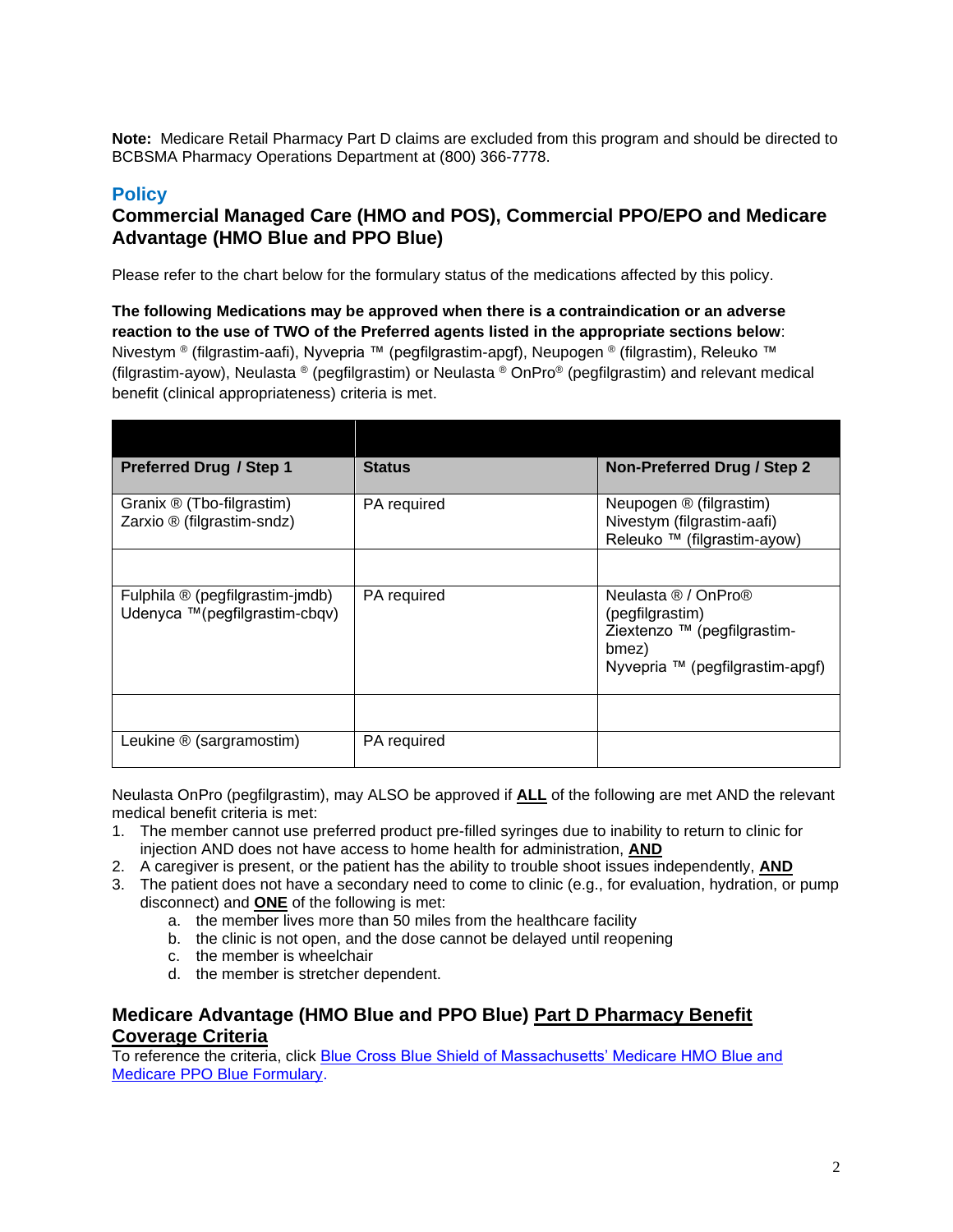**Note:** Medicare Retail Pharmacy Part D claims are excluded from this program and should be directed to BCBSMA Pharmacy Operations Department at (800) 366-7778.

## Policy

### Commercial Managed Care (HMO and POS), Commercial PPO/EPO and Medicare Advantage (HMO Blue and PPO Blue)

Please refer to the chart below for the formulary status of the medications affected by this policy.

**The following Medications may be approved when there is a contraindication or an adverse reaction to the use of TWO of the Preferred agents listed in the appropriate sections below**: Nivestym ® (filgrastim-aafi), Nyvepria ™ (pegfilgrastim-apgf), Neupogen ® (filgrastim), Releuko ™ (filgrastim-ayow), Neulasta ® (pegfilgrastim) or Neulasta ® OnPro® (pegfilgrastim) and relevant medical benefit (clinical appropriateness) criteria is met.

| | | |
|---|---|---|
| **Preferred Drug / Step 1** | **Status** | **Non-Preferred Drug / Step 2** |
| Granix ® (Tbo-filgrastim)<br>Zarxio ® (filgrastim-sndz) | PA required | Neupogen ® (filgrastim)<br>Nivestym (filgrastim-aafi)<br>Releuko ™ (filgrastim-ayow) |
| | | |
| Fulphila ® (pegfilgrastim-jmdb)<br>Udenyca ™(pegfilgrastim-cbqv) | PA required | Neulasta ® / OnPro® (pegfilgrastim)<br>Ziextenzo ™ (pegfilgrastim-bmez)<br>Nyvepria ™ (pegfilgrastim-apgf) |
| | | |
| Leukine ® (sargramostim) | PA required | |

Neulasta OnPro (pegfilgrastim), may ALSO be approved if **ALL** of the following are met AND the relevant medical benefit criteria is met:

1. The member cannot use preferred product pre-filled syringes due to inability to return to clinic for injection AND does not have access to home health for administration, **AND**
2. A caregiver is present, or the patient has the ability to trouble shoot issues independently, **AND**
3. The patient does not have a secondary need to come to clinic (e.g., for evaluation, hydration, or pump disconnect) and **ONE** of the following is met:
   a. the member lives more than 50 miles from the healthcare facility
   b. the clinic is not open, and the dose cannot be delayed until reopening
   c. the member is wheelchair
   d. the member is stretcher dependent.

### Medicare Advantage (HMO Blue and PPO Blue) Part D Pharmacy Benefit Coverage Criteria

To reference the criteria, click Blue Cross Blue Shield of Massachusetts' Medicare HMO Blue and Medicare PPO Blue Formulary.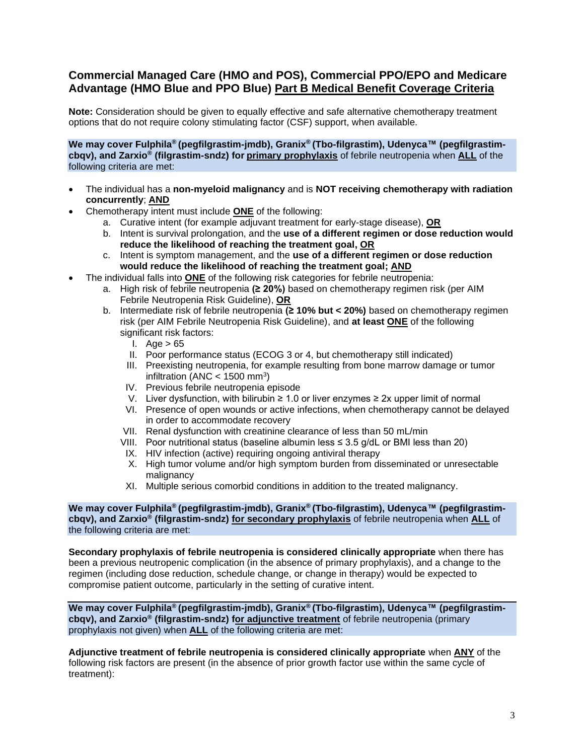## Commercial Managed Care (HMO and POS), Commercial PPO/EPO and Medicare Advantage (HMO Blue and PPO Blue) Part B Medical Benefit Coverage Criteria

**Note:** Consideration should be given to equally effective and safe alternative chemotherapy treatment options that do not require colony stimulating factor (CSF) support, when available.

**We may cover Fulphila® (pegfilgrastim-jmdb), Granix® (Tbo-filgrastim), Udenyca™ (pegfilgrastim-cbqv), and Zarxio® (filgrastim-sndz) for primary prophylaxis** of febrile neutropenia when **ALL** of the following criteria are met:

- The individual has a **non-myeloid malignancy** and is **NOT receiving chemotherapy with radiation concurrently**; **AND**
- Chemotherapy intent must include **ONE** of the following:
  - a. Curative intent (for example adjuvant treatment for early-stage disease), **OR**
  - b. Intent is survival prolongation, and the **use of a different regimen or dose reduction would reduce the likelihood of reaching the treatment goal, OR**
  - c. Intent is symptom management, and the **use of a different regimen or dose reduction would reduce the likelihood of reaching the treatment goal; AND**
- The individual falls into **ONE** of the following risk categories for febrile neutropenia:
  - a. High risk of febrile neutropenia **(≥ 20%)** based on chemotherapy regimen risk (per AIM Febrile Neutropenia Risk Guideline), **OR**
  - b. Intermediate risk of febrile neutropenia **(≥ 10% but < 20%)** based on chemotherapy regimen risk (per AIM Febrile Neutropenia Risk Guideline), and **at least ONE** of the following significant risk factors:
    - I. Age > 65
    - II. Poor performance status (ECOG 3 or 4, but chemotherapy still indicated)
    - III. Preexisting neutropenia, for example resulting from bone marrow damage or tumor infiltration (ANC < 1500 $mm^3$)
    - IV. Previous febrile neutropenia episode
    - V. Liver dysfunction, with bilirubin ≥ 1.0 or liver enzymes ≥ 2x upper limit of normal
    - VI. Presence of open wounds or active infections, when chemotherapy cannot be delayed in order to accommodate recovery
    - VII. Renal dysfunction with creatinine clearance of less than 50 mL/min
    - VIII. Poor nutritional status (baseline albumin less ≤ 3.5 g/dL or BMI less than 20)
    - IX. HIV infection (active) requiring ongoing antiviral therapy
    - X. High tumor volume and/or high symptom burden from disseminated or unresectable malignancy
    - XI. Multiple serious comorbid conditions in addition to the treated malignancy.

**We may cover Fulphila® (pegfilgrastim-jmdb), Granix® (Tbo-filgrastim), Udenyca™ (pegfilgrastim-cbqv), and Zarxio® (filgrastim-sndz) for secondary prophylaxis** of febrile neutropenia when **ALL** of the following criteria are met:

**Secondary prophylaxis of febrile neutropenia is considered clinically appropriate** when there has been a previous neutropenic complication (in the absence of primary prophylaxis), and a change to the regimen (including dose reduction, schedule change, or change in therapy) would be expected to compromise patient outcome, particularly in the setting of curative intent.

**We may cover Fulphila® (pegfilgrastim-jmdb), Granix® (Tbo-filgrastim), Udenyca™ (pegfilgrastim-cbqv), and Zarxio® (filgrastim-sndz) for adjunctive treatment** of febrile neutropenia (primary prophylaxis not given) when **ALL** of the following criteria are met:

**Adjunctive treatment of febrile neutropenia is considered clinically appropriate** when **ANY** of the following risk factors are present (in the absence of prior growth factor use within the same cycle of treatment):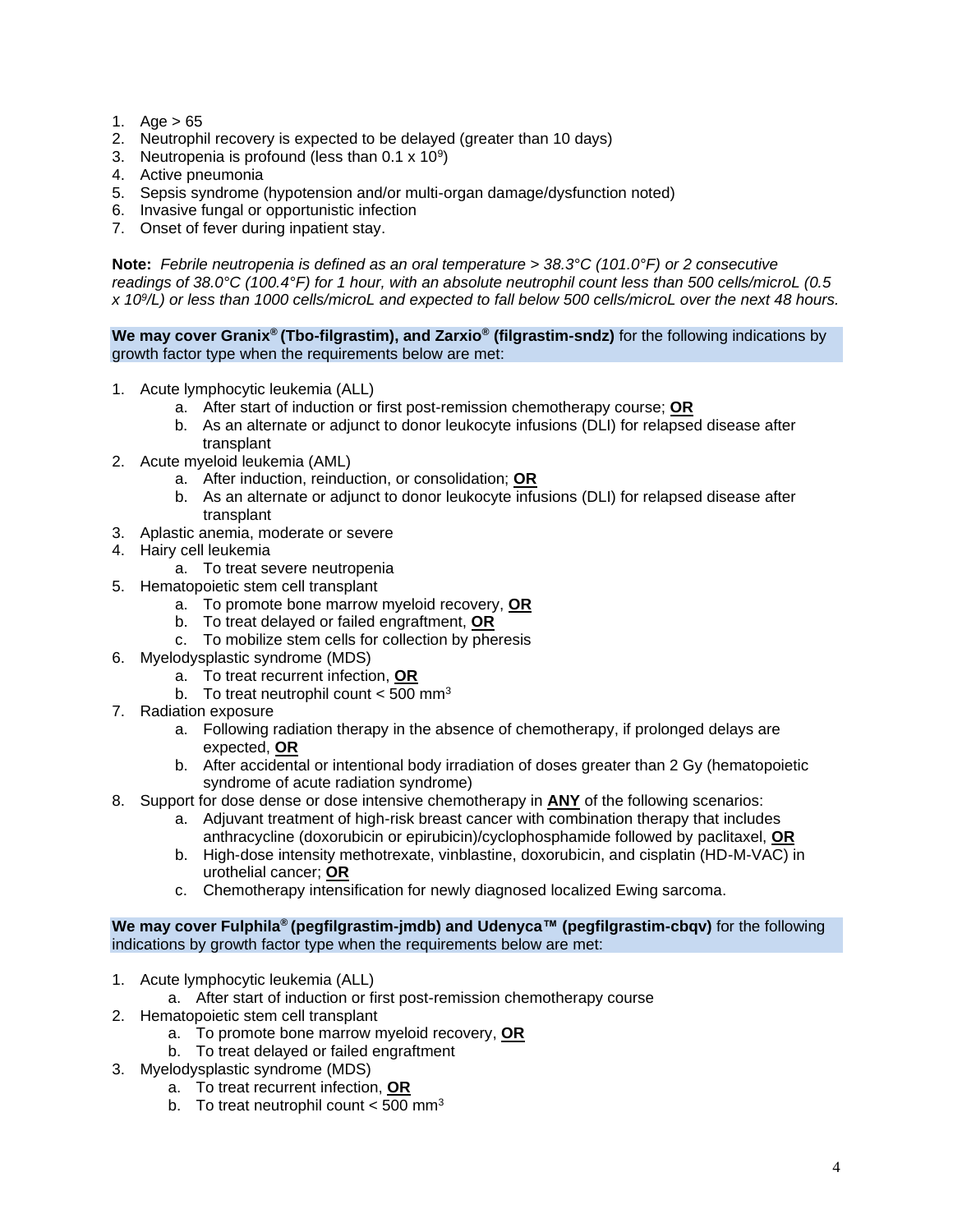1. Age > 65
2. Neutrophil recovery is expected to be delayed (greater than 10 days)
3. Neutropenia is profound (less than $0.1 \times 10^9$)
4. Active pneumonia
5. Sepsis syndrome (hypotension and/or multi-organ damage/dysfunction noted)
6. Invasive fungal or opportunistic infection
7. Onset of fever during inpatient stay.

**Note:** *Febrile neutropenia is defined as an oral temperature > 38.3°C (101.0°F) or 2 consecutive readings of 38.0°C (100.4°F) for 1 hour, with an absolute neutrophil count less than 500 cells/microL (0.5 x $10^9$/L) or less than 1000 cells/microL and expected to fall below 500 cells/microL over the next 48 hours.*

**We may cover Granix® (Tbo-filgrastim), and Zarxio® (filgrastim-sndz)** for the following indications by growth factor type when the requirements below are met:

1. Acute lymphocytic leukemia (ALL)
   a. After start of induction or first post-remission chemotherapy course; **OR**
   b. As an alternate or adjunct to donor leukocyte infusions (DLI) for relapsed disease after transplant
2. Acute myeloid leukemia (AML)
   a. After induction, reinduction, or consolidation; **OR**
   b. As an alternate or adjunct to donor leukocyte infusions (DLI) for relapsed disease after transplant
3. Aplastic anemia, moderate or severe
4. Hairy cell leukemia
   a. To treat severe neutropenia
5. Hematopoietic stem cell transplant
   a. To promote bone marrow myeloid recovery, **OR**
   b. To treat delayed or failed engraftment, **OR**
   c. To mobilize stem cells for collection by pheresis
6. Myelodysplastic syndrome (MDS)
   a. To treat recurrent infection, **OR**
   b. To treat neutrophil count < 500 $mm^3$
7. Radiation exposure
   a. Following radiation therapy in the absence of chemotherapy, if prolonged delays are expected, **OR**
   b. After accidental or intentional body irradiation of doses greater than 2 Gy (hematopoietic syndrome of acute radiation syndrome)
8. Support for dose dense or dose intensive chemotherapy in **ANY** of the following scenarios:
   a. Adjuvant treatment of high-risk breast cancer with combination therapy that includes anthracycline (doxorubicin or epirubicin)/cyclophosphamide followed by paclitaxel, **OR**
   b. High-dose intensity methotrexate, vinblastine, doxorubicin, and cisplatin (HD-M-VAC) in urothelial cancer; **OR**
   c. Chemotherapy intensification for newly diagnosed localized Ewing sarcoma.

**We may cover Fulphila® (pegfilgrastim-jmdb) and Udenyca™ (pegfilgrastim-cbqv)** for the following indications by growth factor type when the requirements below are met:

1. Acute lymphocytic leukemia (ALL)
   a. After start of induction or first post-remission chemotherapy course
2. Hematopoietic stem cell transplant
   a. To promote bone marrow myeloid recovery, **OR**
   b. To treat delayed or failed engraftment
3. Myelodysplastic syndrome (MDS)
   a. To treat recurrent infection, **OR**
   b. To treat neutrophil count < 500 $mm^3$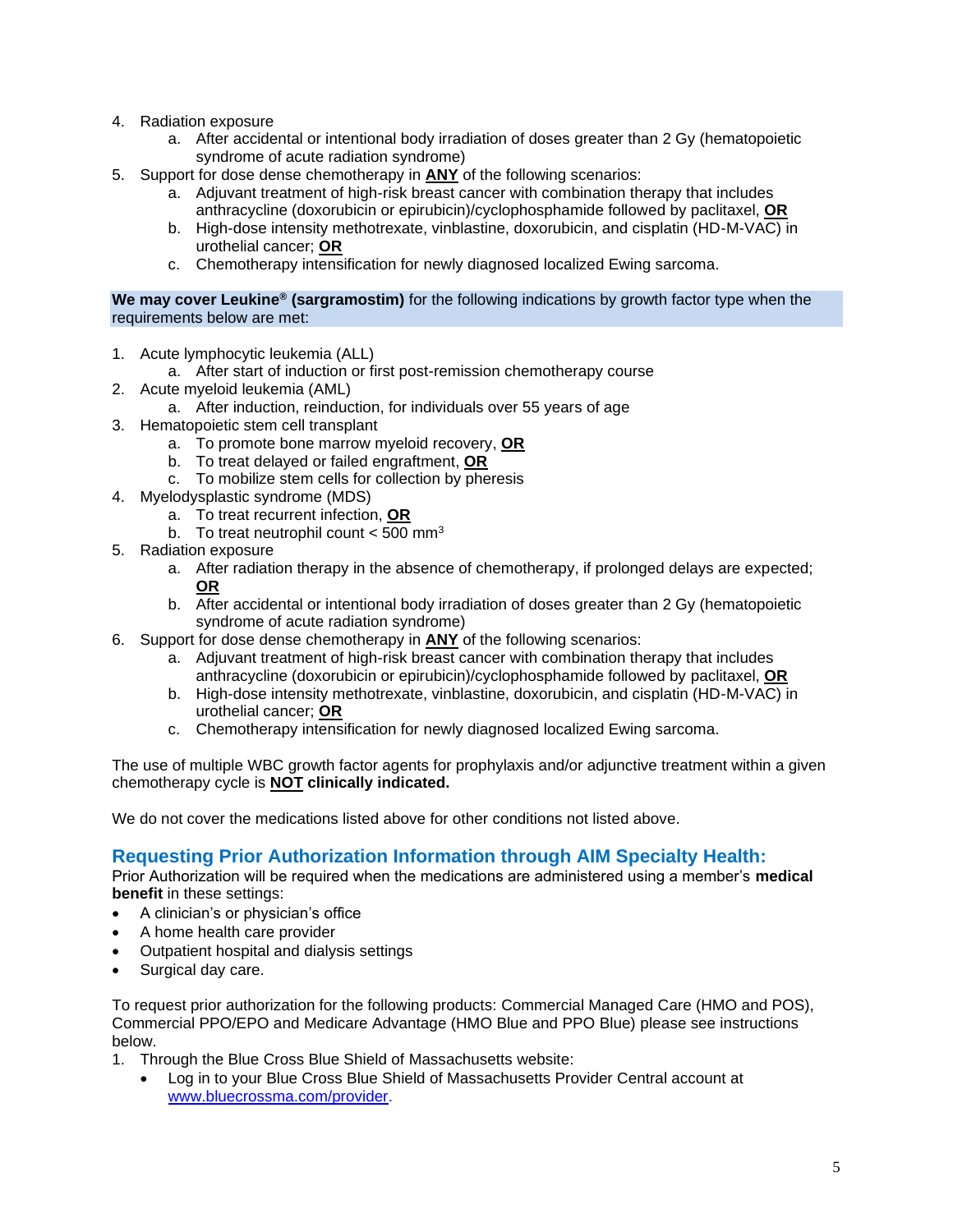4. Radiation exposure
   a. After accidental or intentional body irradiation of doses greater than 2 Gy (hematopoietic syndrome of acute radiation syndrome)
5. Support for dose dense chemotherapy in **ANY** of the following scenarios:
   a. Adjuvant treatment of high-risk breast cancer with combination therapy that includes anthracycline (doxorubicin or epirubicin)/cyclophosphamide followed by paclitaxel, **OR**
   b. High-dose intensity methotrexate, vinblastine, doxorubicin, and cisplatin (HD-M-VAC) in urothelial cancer; **OR**
   c. Chemotherapy intensification for newly diagnosed localized Ewing sarcoma.

**We may cover Leukine® (sargramostim)** for the following indications by growth factor type when the requirements below are met:

1. Acute lymphocytic leukemia (ALL)
   a. After start of induction or first post-remission chemotherapy course
2. Acute myeloid leukemia (AML)
   a. After induction, reinduction, for individuals over 55 years of age
3. Hematopoietic stem cell transplant
   a. To promote bone marrow myeloid recovery, **OR**
   b. To treat delayed or failed engraftment, **OR**
   c. To mobilize stem cells for collection by pheresis
4. Myelodysplastic syndrome (MDS)
   a. To treat recurrent infection, **OR**
   b. To treat neutrophil count < 500 $mm^3$
5. Radiation exposure
   a. After radiation therapy in the absence of chemotherapy, if prolonged delays are expected; **OR**
   b. After accidental or intentional body irradiation of doses greater than 2 Gy (hematopoietic syndrome of acute radiation syndrome)
6. Support for dose dense chemotherapy in **ANY** of the following scenarios:
   a. Adjuvant treatment of high-risk breast cancer with combination therapy that includes anthracycline (doxorubicin or epirubicin)/cyclophosphamide followed by paclitaxel, **OR**
   b. High-dose intensity methotrexate, vinblastine, doxorubicin, and cisplatin (HD-M-VAC) in urothelial cancer; **OR**
   c. Chemotherapy intensification for newly diagnosed localized Ewing sarcoma.

The use of multiple WBC growth factor agents for prophylaxis and/or adjunctive treatment within a given chemotherapy cycle is **NOT clinically indicated.**

We do not cover the medications listed above for other conditions not listed above.

## Requesting Prior Authorization Information through AIM Specialty Health:

Prior Authorization will be required when the medications are administered using a member's **medical benefit** in these settings:

- A clinician's or physician's office
- A home health care provider
- Outpatient hospital and dialysis settings
- Surgical day care.

To request prior authorization for the following products: Commercial Managed Care (HMO and POS), Commercial PPO/EPO and Medicare Advantage (HMO Blue and PPO Blue) please see instructions below.

1. Through the Blue Cross Blue Shield of Massachusetts website:
   - Log in to your Blue Cross Blue Shield of Massachusetts Provider Central account at www.bluecrossma.com/provider.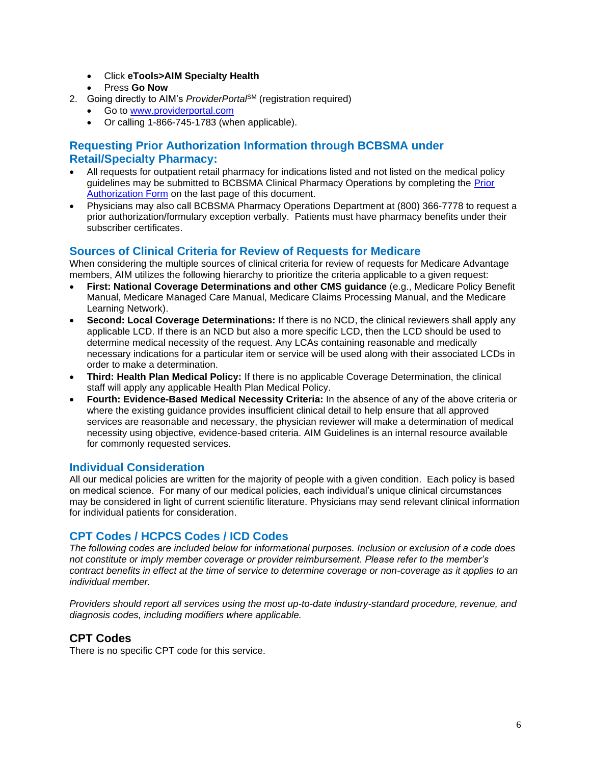- Click **eTools>AIM Specialty Health**
- Press **Go Now**

2. Going directly to AIM's *ProviderPortal*SM (registration required)
   - Go to [www.providerportal.com](www.providerportal.com)
   - Or calling 1-866-745-1783 (when applicable).

## Requesting Prior Authorization Information through BCBSMA under Retail/Specialty Pharmacy:

- All requests for outpatient retail pharmacy for indications listed and not listed on the medical policy guidelines may be submitted to BCBSMA Clinical Pharmacy Operations by completing the Prior Authorization Form on the last page of this document.
- Physicians may also call BCBSMA Pharmacy Operations Department at (800) 366-7778 to request a prior authorization/formulary exception verbally. Patients must have pharmacy benefits under their subscriber certificates.

## Sources of Clinical Criteria for Review of Requests for Medicare

When considering the multiple sources of clinical criteria for review of requests for Medicare Advantage members, AIM utilizes the following hierarchy to prioritize the criteria applicable to a given request:

- **First: National Coverage Determinations and other CMS guidance** (e.g., Medicare Policy Benefit Manual, Medicare Managed Care Manual, Medicare Claims Processing Manual, and the Medicare Learning Network).
- **Second: Local Coverage Determinations:** If there is no NCD, the clinical reviewers shall apply any applicable LCD. If there is an NCD but also a more specific LCD, then the LCD should be used to determine medical necessity of the request. Any LCAs containing reasonable and medically necessary indications for a particular item or service will be used along with their associated LCDs in order to make a determination.
- **Third: Health Plan Medical Policy:** If there is no applicable Coverage Determination, the clinical staff will apply any applicable Health Plan Medical Policy.
- **Fourth: Evidence-Based Medical Necessity Criteria:** In the absence of any of the above criteria or where the existing guidance provides insufficient clinical detail to help ensure that all approved services are reasonable and necessary, the physician reviewer will make a determination of medical necessity using objective, evidence-based criteria. AIM Guidelines is an internal resource available for commonly requested services.

## Individual Consideration

All our medical policies are written for the majority of people with a given condition. Each policy is based on medical science. For many of our medical policies, each individual's unique clinical circumstances may be considered in light of current scientific literature. Physicians may send relevant clinical information for individual patients for consideration.

## CPT Codes / HCPCS Codes / ICD Codes

*The following codes are included below for informational purposes. Inclusion or exclusion of a code does not constitute or imply member coverage or provider reimbursement. Please refer to the member's contract benefits in effect at the time of service to determine coverage or non-coverage as it applies to an individual member.*

*Providers should report all services using the most up-to-date industry-standard procedure, revenue, and diagnosis codes, including modifiers where applicable.*

### CPT Codes

There is no specific CPT code for this service.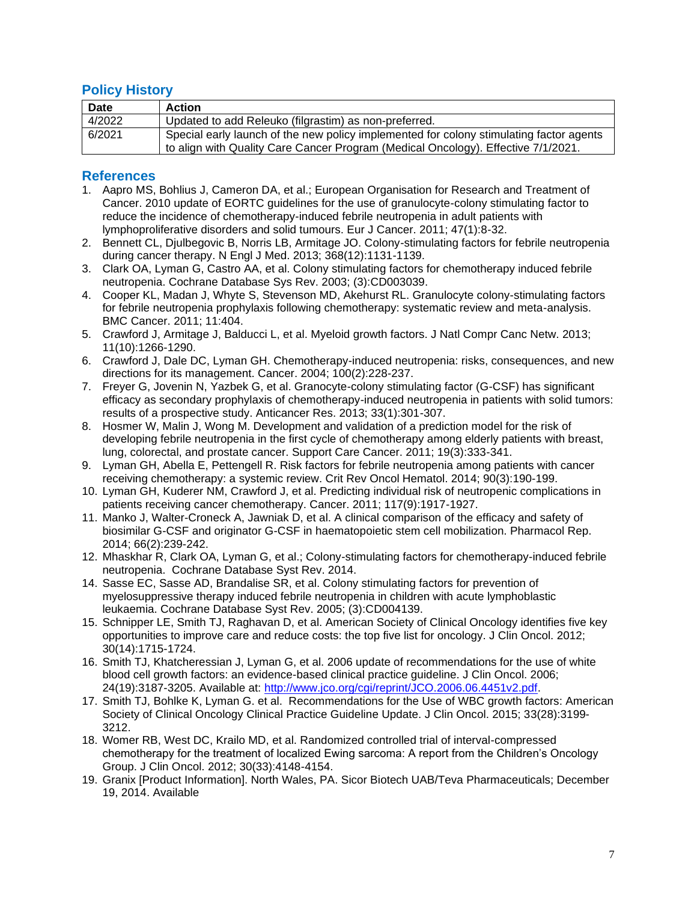## Policy History

| Date | Action |
|---|---|
| 4/2022 | Updated to add Releuko (filgrastim) as non-preferred. |
| 6/2021 | Special early launch of the new policy implemented for colony stimulating factor agents to align with Quality Care Cancer Program (Medical Oncology). Effective 7/1/2021. |

## References

1. Aapro MS, Bohlius J, Cameron DA, et al.; European Organisation for Research and Treatment of Cancer. 2010 update of EORTC guidelines for the use of granulocyte-colony stimulating factor to reduce the incidence of chemotherapy-induced febrile neutropenia in adult patients with lymphoproliferative disorders and solid tumours. Eur J Cancer. 2011; 47(1):8-32.
2. Bennett CL, Djulbegovic B, Norris LB, Armitage JO. Colony-stimulating factors for febrile neutropenia during cancer therapy. N Engl J Med. 2013; 368(12):1131-1139.
3. Clark OA, Lyman G, Castro AA, et al. Colony stimulating factors for chemotherapy induced febrile neutropenia. Cochrane Database Sys Rev. 2003; (3):CD003039.
4. Cooper KL, Madan J, Whyte S, Stevenson MD, Akehurst RL. Granulocyte colony-stimulating factors for febrile neutropenia prophylaxis following chemotherapy: systematic review and meta-analysis. BMC Cancer. 2011; 11:404.
5. Crawford J, Armitage J, Balducci L, et al. Myeloid growth factors. J Natl Compr Canc Netw. 2013; 11(10):1266-1290.
6. Crawford J, Dale DC, Lyman GH. Chemotherapy-induced neutropenia: risks, consequences, and new directions for its management. Cancer. 2004; 100(2):228-237.
7. Freyer G, Jovenin N, Yazbek G, et al. Granocyte-colony stimulating factor (G-CSF) has significant efficacy as secondary prophylaxis of chemotherapy-induced neutropenia in patients with solid tumors: results of a prospective study. Anticancer Res. 2013; 33(1):301-307.
8. Hosmer W, Malin J, Wong M. Development and validation of a prediction model for the risk of developing febrile neutropenia in the first cycle of chemotherapy among elderly patients with breast, lung, colorectal, and prostate cancer. Support Care Cancer. 2011; 19(3):333-341.
9. Lyman GH, Abella E, Pettengell R. Risk factors for febrile neutropenia among patients with cancer receiving chemotherapy: a systemic review. Crit Rev Oncol Hematol. 2014; 90(3):190-199.
10. Lyman GH, Kuderer NM, Crawford J, et al. Predicting individual risk of neutropenic complications in patients receiving cancer chemotherapy. Cancer. 2011; 117(9):1917-1927.
11. Manko J, Walter-Croneck A, Jawniak D, et al. A clinical comparison of the efficacy and safety of biosimilar G-CSF and originator G-CSF in haematopoietic stem cell mobilization. Pharmacol Rep. 2014; 66(2):239-242.
12. Mhaskhar R, Clark OA, Lyman G, et al.; Colony-stimulating factors for chemotherapy-induced febrile neutropenia. Cochrane Database Syst Rev. 2014.
14. Sasse EC, Sasse AD, Brandalise SR, et al. Colony stimulating factors for prevention of myelosuppressive therapy induced febrile neutropenia in children with acute lymphoblastic leukaemia. Cochrane Database Syst Rev. 2005; (3):CD004139.
15. Schnipper LE, Smith TJ, Raghavan D, et al. American Society of Clinical Oncology identifies five key opportunities to improve care and reduce costs: the top five list for oncology. J Clin Oncol. 2012; 30(14):1715-1724.
16. Smith TJ, Khatcheressian J, Lyman G, et al. 2006 update of recommendations for the use of white blood cell growth factors: an evidence-based clinical practice guideline. J Clin Oncol. 2006; 24(19):3187-3205. Available at: http://www.jco.org/cgi/reprint/JCO.2006.06.4451v2.pdf.
17. Smith TJ, Bohlke K, Lyman G. et al. Recommendations for the Use of WBC growth factors: American Society of Clinical Oncology Clinical Practice Guideline Update. J Clin Oncol. 2015; 33(28):3199-3212.
18. Womer RB, West DC, Krailo MD, et al. Randomized controlled trial of interval-compressed chemotherapy for the treatment of localized Ewing sarcoma: A report from the Children's Oncology Group. J Clin Oncol. 2012; 30(33):4148-4154.
19. Granix [Product Information]. North Wales, PA. Sicor Biotech UAB/Teva Pharmaceuticals; December 19, 2014. Available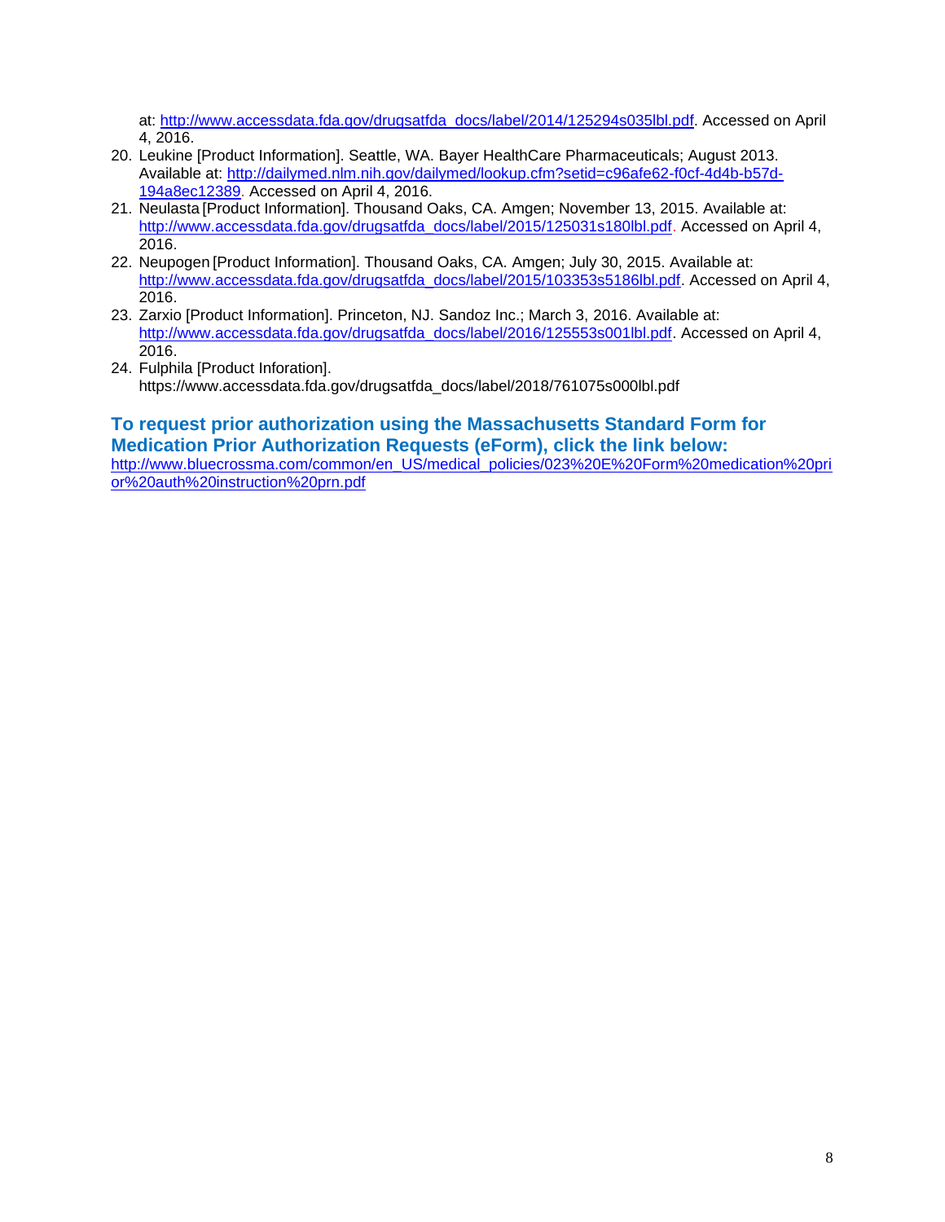at: http://www.accessdata.fda.gov/drugsatfda_docs/label/2014/125294s035lbl.pdf. Accessed on April 4, 2016.

20. Leukine [Product Information]. Seattle, WA. Bayer HealthCare Pharmaceuticals; August 2013. Available at: http://dailymed.nlm.nih.gov/dailymed/lookup.cfm?setid=c96afe62-f0cf-4d4b-b57d-194a8ec12389. Accessed on April 4, 2016.
21. Neulasta [Product Information]. Thousand Oaks, CA. Amgen; November 13, 2015. Available at: http://www.accessdata.fda.gov/drugsatfda_docs/label/2015/125031s180lbl.pdf. Accessed on April 4, 2016.
22. Neupogen [Product Information]. Thousand Oaks, CA. Amgen; July 30, 2015. Available at: http://www.accessdata.fda.gov/drugsatfda_docs/label/2015/103353s5186lbl.pdf. Accessed on April 4, 2016.
23. Zarxio [Product Information]. Princeton, NJ. Sandoz Inc.; March 3, 2016. Available at: http://www.accessdata.fda.gov/drugsatfda_docs/label/2016/125553s001lbl.pdf. Accessed on April 4, 2016.
24. Fulphila [Product Inforation]. https://www.accessdata.fda.gov/drugsatfda_docs/label/2018/761075s000lbl.pdf

### To request prior authorization using the Massachusetts Standard Form for Medication Prior Authorization Requests (eForm), click the link below:

http://www.bluecrossma.com/common/en_US/medical_policies/023%20E%20Form%20medication%20prior%20auth%20instruction%20prn.pdf